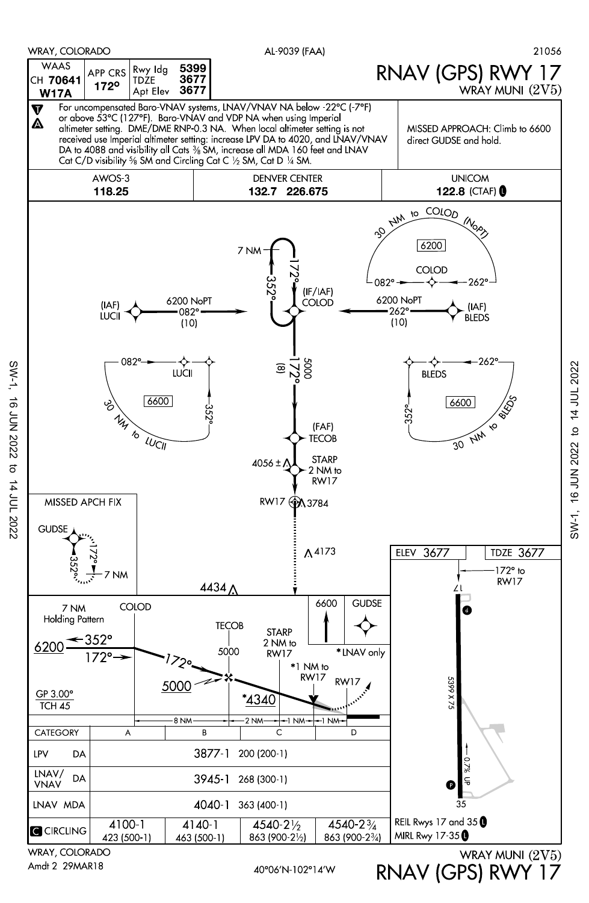WRAY, COLORADO — AL-9039 (FAA) — 21056

# RNAV (GPS) RWY 17

WRAY MUNI (2V5)

| WAAS CH 70641 W17A | APP CRS 172° | Rwy ldg 5399 | TDZE 3677 | Apt Elev 3677 |
|---|---|---|---|---|

For uncompensated Baro-VNAV systems, LNAV/VNAV NA below -22°C (-7°F) or above 53°C (127°F). Baro-VNAV and VDP NA when using Imperial altimeter setting. DME/DME RNP-0.3 NA. When local altimeter setting is not received use Imperial altimeter setting: increase LPV DA to 4020, and LNAV/VNAV DA to 4088 and visibility all Cats 3/8 SM, increase all MDA 160 feet and LNAV Cat C/D visibility 5/8 SM and Circling Cat C 1/2 SM, Cat D 1/4 SM.

MISSED APPROACH: Climb to 6600 direct GUDSE and hold.

| AWOS-3 | DENVER CENTER | UNICOM |
|---|---|---|
| 118.25 | 132.7 226.675 | 122.8 (CTAF) |

(IAF) LUCII — 6200 NoPT — 082° (10)

(IF/IAF) COLOD — 7 NM holding 172°/352°

(IAF) BLEDS — 6200 NoPT — 262° (10)

30 NM to COLOD (NoPT) — 6200

30 NM to LUCII — 6600

30 NM to BLEDS — 6600

COLOD to TECOB: 172° (8) 5000

(FAF) TECOB

STARP 2 NM to RW17

RW17

4056±, 3784, 4173, 4434

MISSED APCH FIX: GUDSE — 172°/352° 7 NM

Profile: 7 NM Holding Pattern at COLOD, 6200, 352°/172°; 172° to TECOB 5000; STARP 2 NM to RW17 *4340; *1 NM to RW17; RW17; GP 3.00° TCH 45; *LNAV only

Distances: 8 NM — 2 NM — 1 NM — 1 NM

Missed approach: 6600 to GUDSE

| CATEGORY | A | B | C | D |
|---|---|---|---|---|
| LPV DA | 3877-1 200 (200-1) | | | |
| LNAV/VNAV DA | 3945-1 268 (300-1) | | | |
| LNAV MDA | 4040-1 363 (400-1) | | | |
| CIRCLING | 4100-1 423 (500-1) | 4140-1 463 (500-1) | 4540-2½ 863 (900-2½) | 4540-2¾ 863 (900-2¾) |

ELEV 3677 — TDZE 3677

172° to RW17

5399 X 75

0.7% UP

REIL Rwys 17 and 35

MIRL Rwy 17-35

WRAY, COLORADO

Amdt 2 29MAR18

40°06'N-102°14'W

WRAY MUNI (2V5)

RNAV (GPS) RWY 17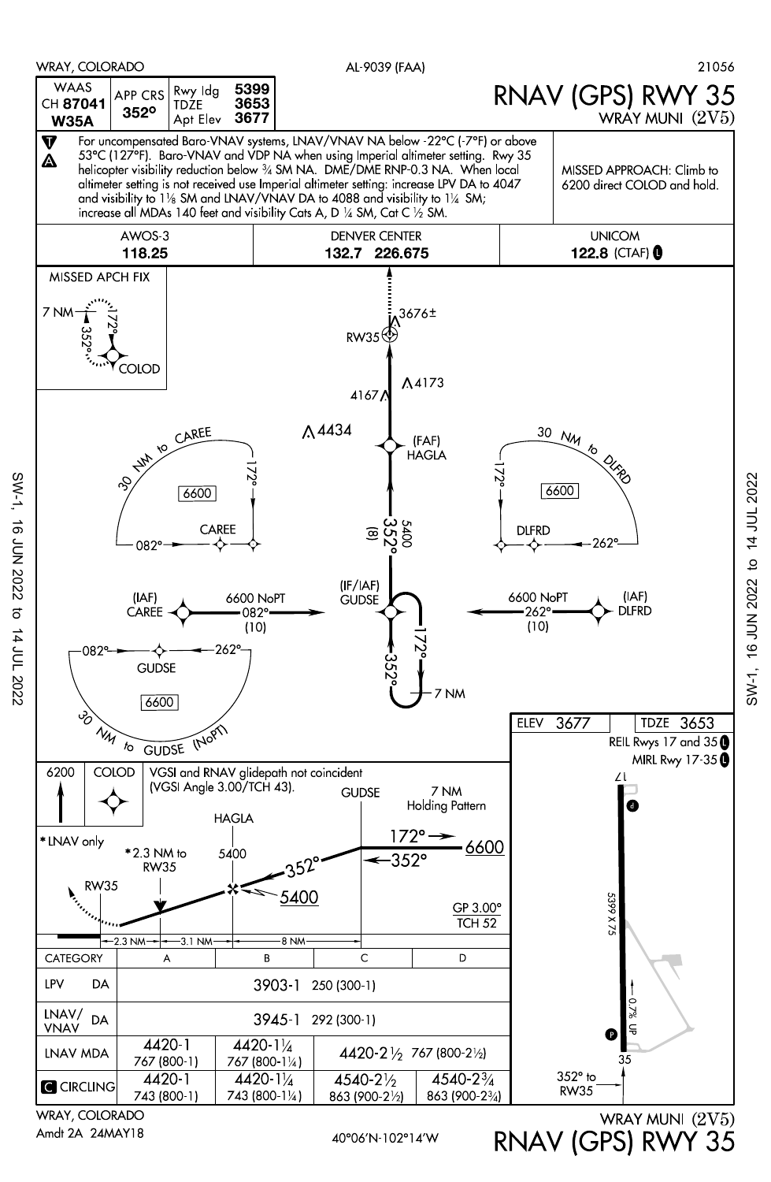WRAY, COLORADO — AL-9039 (FAA) — 21056

# RNAV (GPS) RWY 35

WRAY MUNI (2V5)

| WAAS CH 87041 W35A | APP CRS 352° | Rwy ldg 5399 / TDZE 3653 / Apt Elev 3677 |
|---|---|---|

For uncompensated Baro-VNAV systems, LNAV/VNAV NA below -22°C (-7°F) or above 53°C (127°F). Baro-VNAV and VDP NA when using Imperial altimeter setting. Rwy 35 helicopter visibility reduction below ¾ SM NA. DME/DME RNP-0.3 NA. When local altimeter setting is not received use Imperial altimeter setting: increase LPV DA to 4047 and visibility to 1⅛ SM and LNAV/VNAV DA to 4088 and visibility to 1¼ SM; increase all MDAs 140 feet and visibility Cats A, D ¼ SM, Cat C ½ SM.

MISSED APPROACH: Climb to 6200 direct COLOD and hold.

| AWOS-3 | DENVER CENTER | UNICOM |
|---|---|---|
| 118.25 | 132.7 226.675 | 122.8 (CTAF) L |

MISSED APCH FIX
7 NM
172°
352°
COLOD

3676±
RW35
4173
4167
4434
(FAF) HAGLA
30 NM to CAREE
172°
6600
CAREE
082°
30 NM to DLFRD
172°
6600
DLFRD
262°
5400
352°
(8)
(IAF) CAREE
6600 NoPT
082°
(10)
(IF/IAF) GUDSE
172°
352°
7 NM
6600 NoPT
262°
(10)
(IAF) DLFRD
082°
262°
GUDSE
6600
30 NM to GUDSE (NoPT)

ELEV 3677 — TDZE 3653
REIL Rwys 17 and 35 L
MIRL Rwy 17-35 L
17
5399 X 75
0.7% UP
35
352° to RW35

6200 COLOD
VGSI and RNAV glidepath not coincident (VGSI Angle 3.00/TCH 43).
*LNAV only
*2.3 NM to RW35
HAGLA
5400
GUDSE
7 NM Holding Pattern
172°
6600
352°
352°
5400
RW35
GP 3.00°
TCH 52
2.3 NM — 3.1 NM — 8 NM

| CATEGORY | A | B | C | D |
|---|---|---|---|---|
| LPV DA | 3903-1 250 (300-1) | | | |
| LNAV/VNAV DA | 3945-1 292 (300-1) | | | |
| LNAV MDA | 4420-1 767 (800-1) | 4420-1¼ 767 (800-1¼) | 4420-2½ 767 (800-2½) | |
| C CIRCLING | 4420-1 743 (800-1) | 4420-1¼ 743 (800-1¼) | 4540-2½ 863 (900-2½) | 4540-2¾ 863 (900-2¾) |

WRAY, COLORADO
Amdt 2A 24MAY18

40°06'N-102°14'W

WRAY MUNI (2V5)
RNAV (GPS) RWY 35